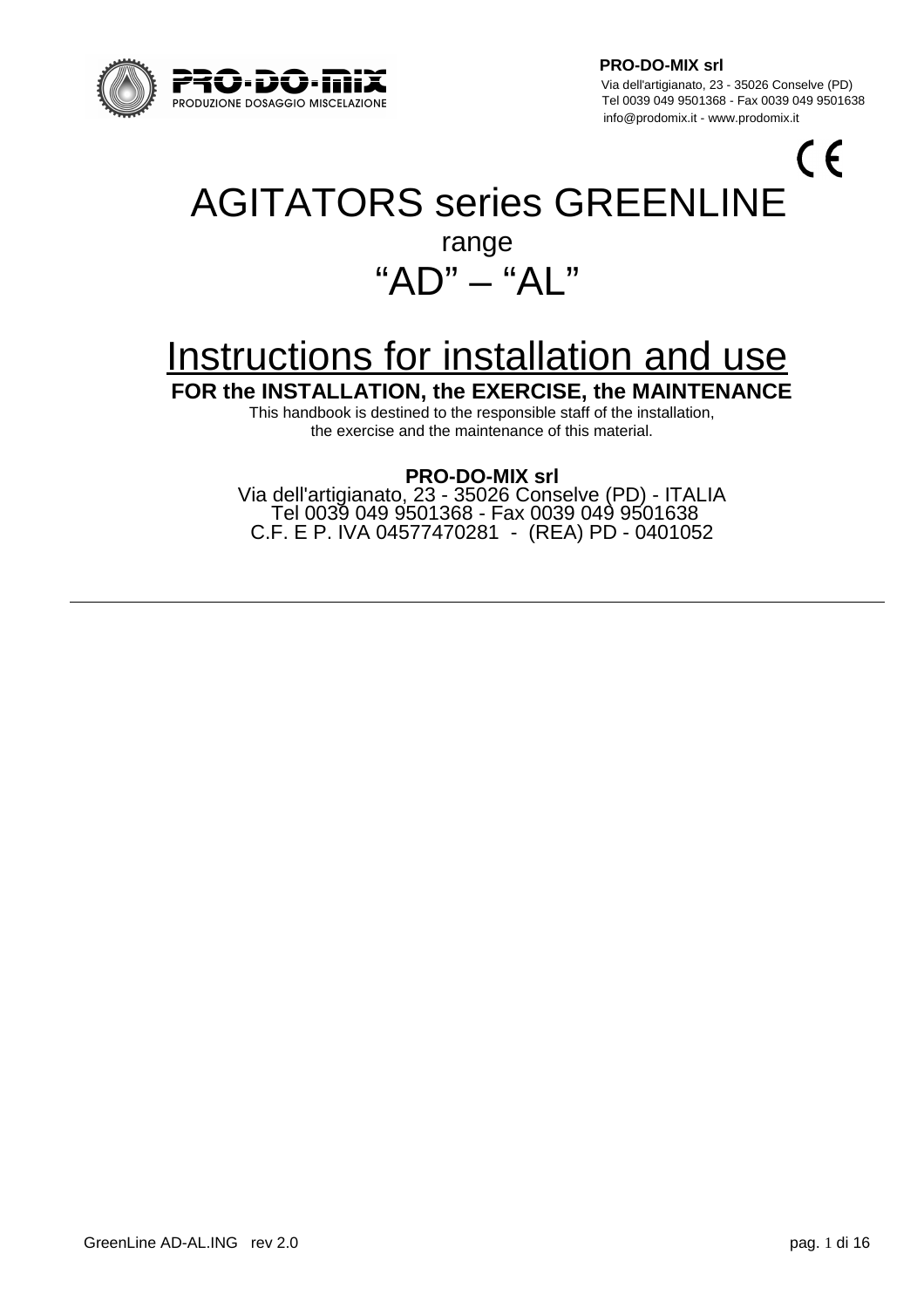PRO-DO-MIX srl
Via dell'artigianato, 23 - 35026 Conselve (PD)
Tel 0039 049 9501368 - Fax 0039 049 9501638
info@prodomix.it - www.prodomix.it

# AGITATORS series GREENLINE

range

## "AD" – "AL"

# Instructions for installation and use

**FOR the INSTALLATION, the EXERCISE, the MAINTENANCE**

This handbook is destined to the responsible staff of the installation, the exercise and the maintenance of this material.

**PRO-DO-MIX srl**
Via dell'artigianato, 23 - 35026 Conselve (PD) - ITALIA
Tel 0039 049 9501368 - Fax 0039 049 9501638
C.F. E P. IVA 04577470281 - (REA) PD - 0401052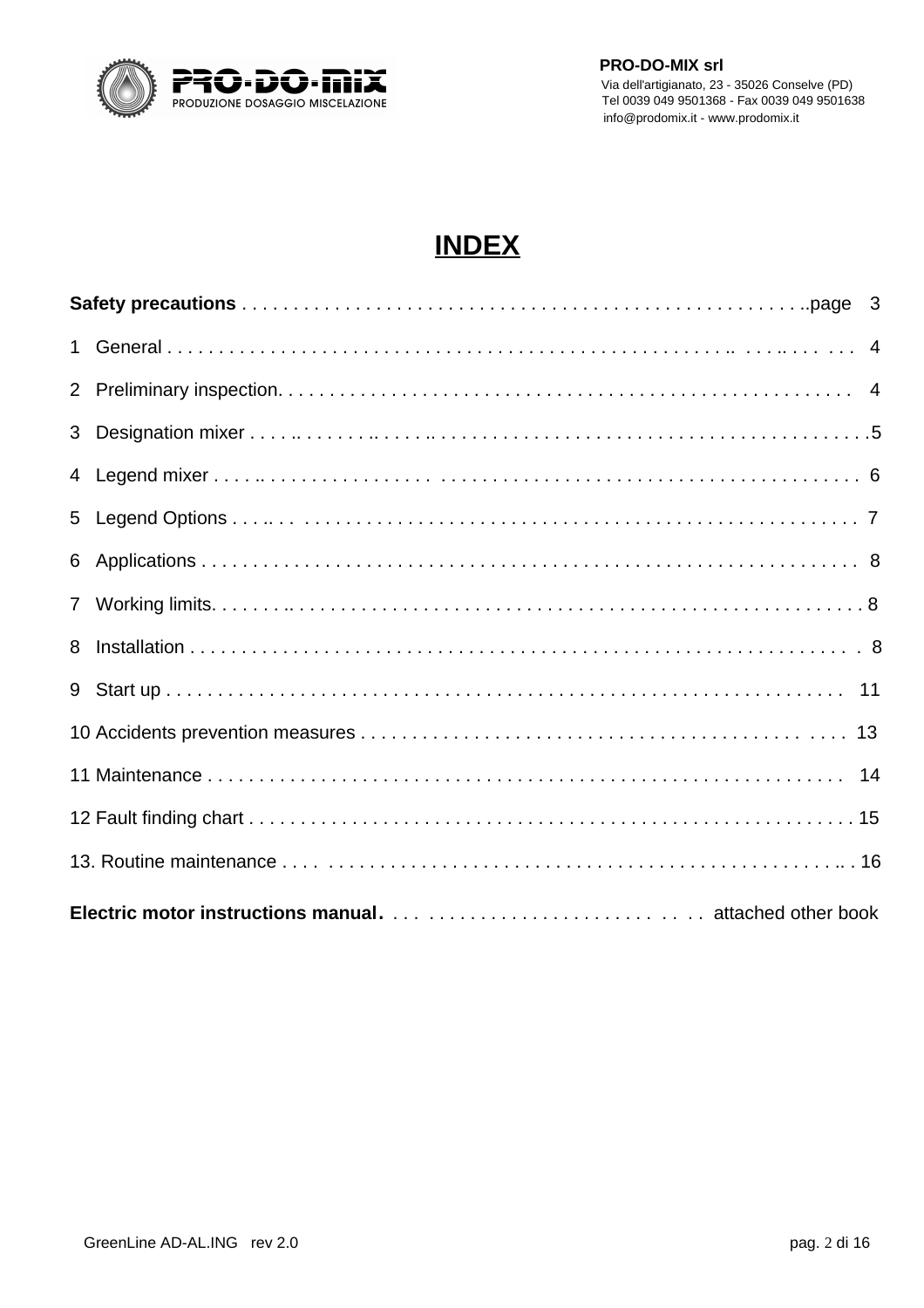# INDEX

| | |
|---|---|
| **Safety precautions** | page 3 |
| 1 General | 4 |
| 2 Preliminary inspection | 4 |
| 3 Designation mixer | 5 |
| 4 Legend mixer | 6 |
| 5 Legend Options | 7 |
| 6 Applications | 8 |
| 7 Working limits | 8 |
| 8 Installation | 8 |
| 9 Start up | 11 |
| 10 Accidents prevention measures | 13 |
| 11 Maintenance | 14 |
| 12 Fault finding chart | 15 |
| 13. Routine maintenance | 16 |
| **Electric motor instructions manual** | attached other book |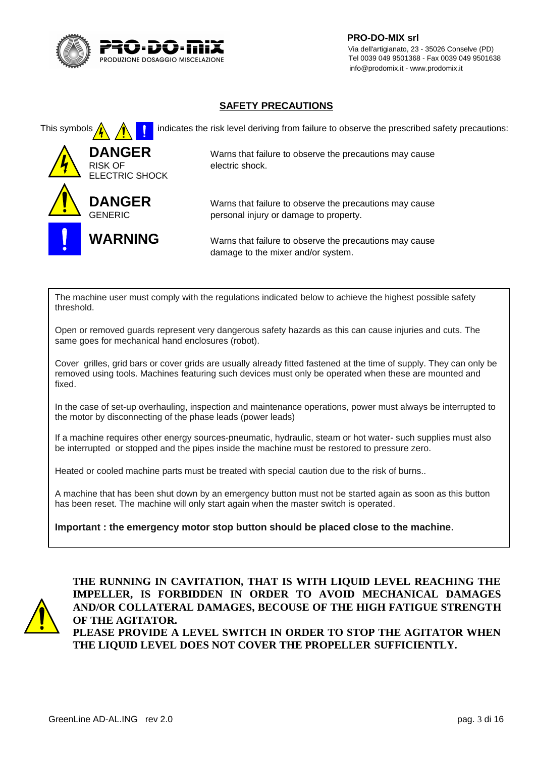**PRO-DO-MIX srl**
Via dell'artigianato, 23 - 35026 Conselve (PD)
Tel 0039 049 9501368 - Fax 0039 049 9501638
info@prodomix.it - www.prodomix.it

## SAFETY PRECAUTIONS

This symbols indicates the risk level deriving from failure to observe the prescribed safety precautions:

| | |
|---|---|
| **DANGER** RISK OF ELECTRIC SHOCK | Warns that failure to observe the precautions may cause electric shock. |
| **DANGER** GENERIC | Warns that failure to observe the precautions may cause personal injury or damage to property. |
| **WARNING** | Warns that failure to observe the precautions may cause damage to the mixer and/or system. |

The machine user must comply with the regulations indicated below to achieve the highest possible safety threshold.

Open or removed guards represent very dangerous safety hazards as this can cause injuries and cuts. The same goes for mechanical hand enclosures (robot).

Cover grilles, grid bars or cover grids are usually already fitted fastened at the time of supply. They can only be removed using tools. Machines featuring such devices must only be operated when these are mounted and fixed.

In the case of set-up overhauling, inspection and maintenance operations, power must always be interrupted to the motor by disconnecting of the phase leads (power leads)

If a machine requires other energy sources-pneumatic, hydraulic, steam or hot water- such supplies must also be interrupted or stopped and the pipes inside the machine must be restored to pressure zero.

Heated or cooled machine parts must be treated with special caution due to the risk of burns..

A machine that has been shut down by an emergency button must not be started again as soon as this button has been reset. The machine will only start again when the master switch is operated.

**Important : the emergency motor stop button should be placed close to the machine.**

**THE RUNNING IN CAVITATION, THAT IS WITH LIQUID LEVEL REACHING THE IMPELLER, IS FORBIDDEN IN ORDER TO AVOID MECHANICAL DAMAGES AND/OR COLLATERAL DAMAGES, BECOUSE OF THE HIGH FATIGUE STRENGTH OF THE AGITATOR.**
**PLEASE PROVIDE A LEVEL SWITCH IN ORDER TO STOP THE AGITATOR WHEN THE LIQUID LEVEL DOES NOT COVER THE PROPELLER SUFFICIENTLY.**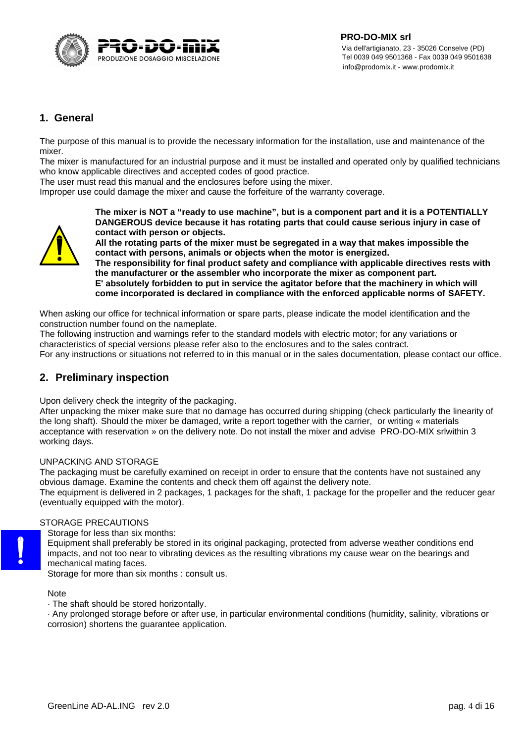## 1. General

The purpose of this manual is to provide the necessary information for the installation, use and maintenance of the mixer.
The mixer is manufactured for an industrial purpose and it must be installed and operated only by qualified technicians who know applicable directives and accepted codes of good practice.
The user must read this manual and the enclosures before using the mixer.
Improper use could damage the mixer and cause the forfeiture of the warranty coverage.

**The mixer is NOT a "ready to use machine", but is a component part and it is a POTENTIALLY DANGEROUS device because it has rotating parts that could cause serious injury in case of contact with person or objects.**
**All the rotating parts of the mixer must be segregated in a way that makes impossible the contact with persons, animals or objects when the motor is energized.**
**The responsibility for final product safety and compliance with applicable directives rests with the manufacturer or the assembler who incorporate the mixer as component part.**
**E' absolutely forbidden to put in service the agitator before that the machinery in which will come incorporated is declared in compliance with the enforced applicable norms of SAFETY.**

When asking our office for technical information or spare parts, please indicate the model identification and the construction number found on the nameplate.
The following instruction and warnings refer to the standard models with electric motor; for any variations or characteristics of special versions please refer also to the enclosures and to the sales contract.
For any instructions or situations not referred to in this manual or in the sales documentation, please contact our office.

## 2. Preliminary inspection

Upon delivery check the integrity of the packaging.
After unpacking the mixer make sure that no damage has occurred during shipping (check particularly the linearity of the long shaft). Should the mixer be damaged, write a report together with the carrier, or writing « materials acceptance with reservation » on the delivery note. Do not install the mixer and advise PRO-DO-MIX srlwithin 3 working days.

UNPACKING AND STORAGE
The packaging must be carefully examined on receipt in order to ensure that the contents have not sustained any obvious damage. Examine the contents and check them off against the delivery note.
The equipment is delivered in 2 packages, 1 packages for the shaft, 1 package for the propeller and the reducer gear (eventually equipped with the motor).

STORAGE PRECAUTIONS

Storage for less than six months:
Equipment shall preferably be stored in its original packaging, protected from adverse weather conditions end impacts, and not too near to vibrating devices as the resulting vibrations my cause wear on the bearings and mechanical mating faces.
Storage for more than six months : consult us.

Note
· The shaft should be stored horizontally.
· Any prolonged storage before or after use, in particular environmental conditions (humidity, salinity, vibrations or corrosion) shortens the guarantee application.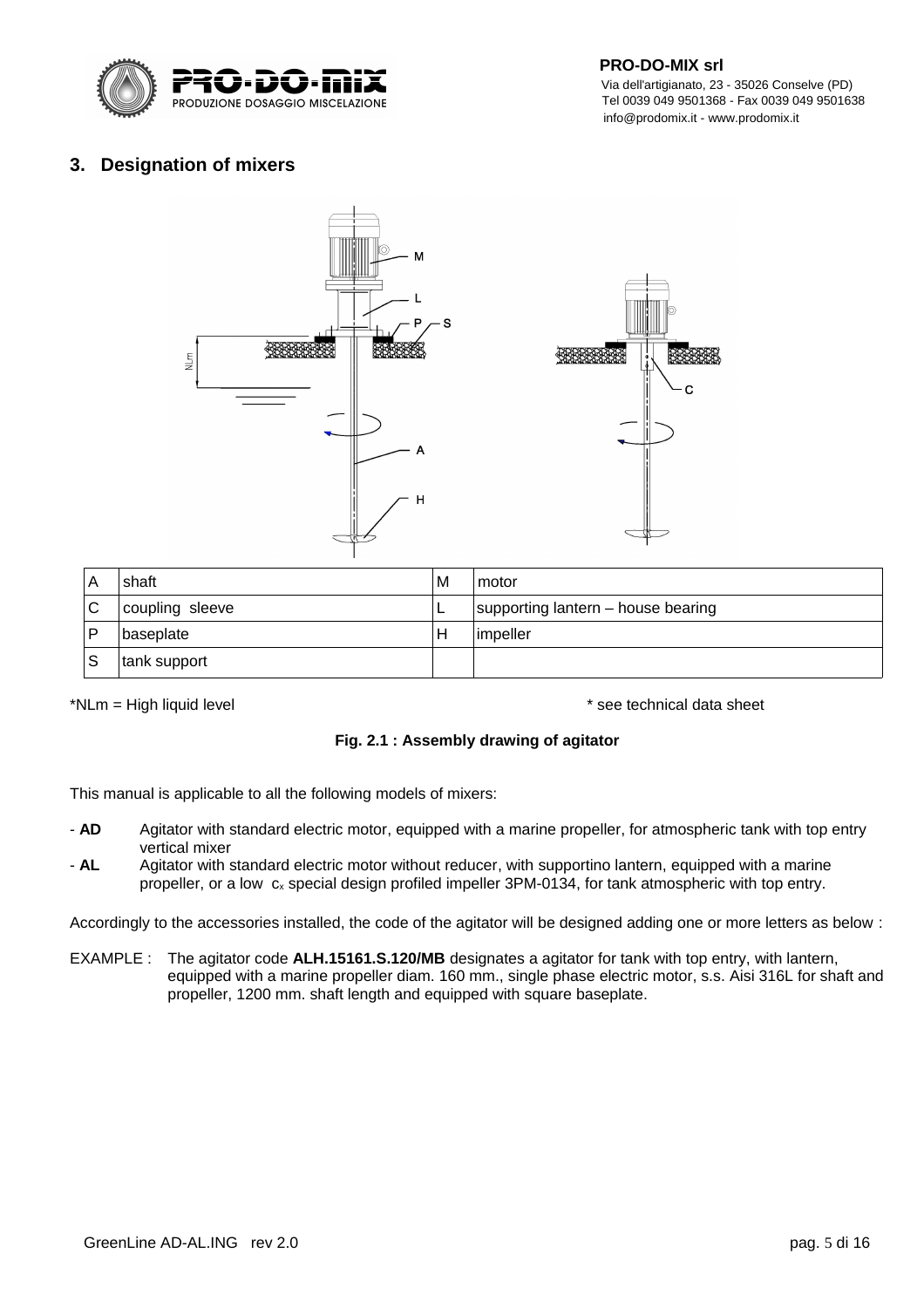## 3. Designation of mixers

| A | shaft | M | motor |
|---|---|---|---|
| C | coupling sleeve | L | supporting lantern – house bearing |
| P | baseplate | H | impeller |
| S | tank support | | |

*NLm = High liquid level

* see technical data sheet

**Fig. 2.1 : Assembly drawing of agitator**

This manual is applicable to all the following models of mixers:

- **AD** Agitator with standard electric motor, equipped with a marine propeller, for atmospheric tank with top entry vertical mixer
- **AL** Agitator with standard electric motor without reducer, with supportino lantern, equipped with a marine propeller, or a low $c_x$ special design profiled impeller 3PM-0134, for tank atmospheric with top entry.

Accordingly to the accessories installed, the code of the agitator will be designed adding one or more letters as below :

EXAMPLE : The agitator code **ALH.15161.S.120/MB** designates a agitator for tank with top entry, with lantern, equipped with a marine propeller diam. 160 mm., single phase electric motor, s.s. Aisi 316L for shaft and propeller, 1200 mm. shaft length and equipped with square baseplate.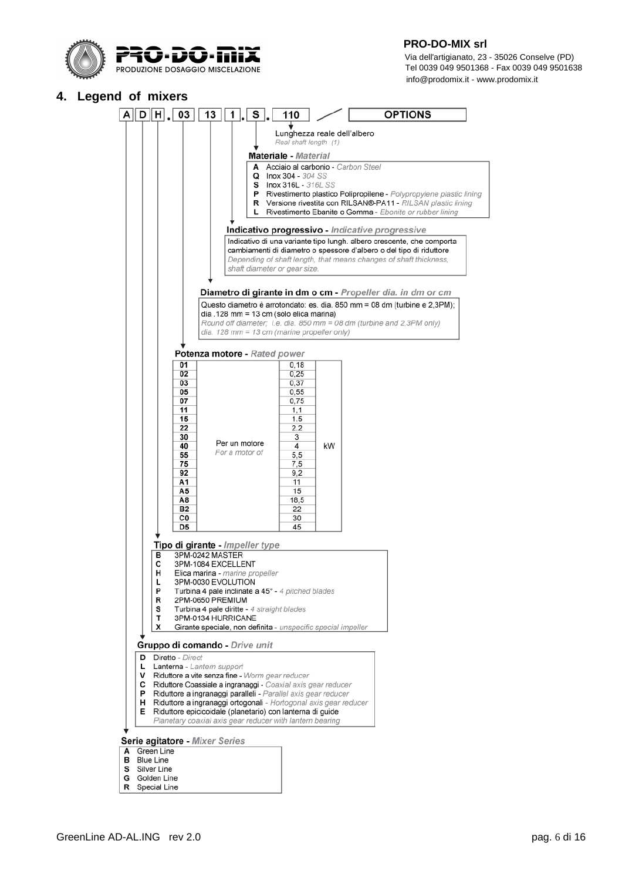## 4. Legend of mixers

A D H . 03 13 1 . S . 110 — OPTIONS

**Lunghezza reale dell'albero** - *Real shaft length (1)*

**Materiale - *Material***

- **A** Acciaio al carbonio - *Carbon Steel*
- **Q** Inox 304 - *304 SS*
- **S** Inox 316L - *316L SS*
- **P** Rivestimento plastico Polipropilene - *Polypropylene plastic lining*
- **R** Versione rivestita con RILSAN®-PA11 - *RILSAN plastic lining*
- **L** Rivestimento Ebanite o Gomma - *Ebonite or rubber lining*

**Indicativo progressivo - *Indicative progressive***

Indicativo di una variante tipo lungh. albero crescente, che comporta cambiamenti di diametro o spessore d'albero o del tipo di riduttore
*Depending of shaft length, that means changes of shaft thickness, shaft diameter or gear size.*

**Diametro di girante in dm o cm - *Propeller dia. in dm or cm***

Questo diametro è arrotondato: es. dia. 850 mm = 08 dm (turbine e 2,3PM); dia .128 mm = 13 cm (solo elica marina)
*Round off diameter; i.e. dia. 850 mm = 08 dm (turbine and 2.3PM only) dia. 128 mm = 13 cm (marine propeller only)*

**Potenza motore - *Rated power***

| Code | | Power | |
|---|---|---|---|
| 01 | Per un motore *For a motor of* | 0,18 | kW |
| 02 | | 0,25 | |
| 03 | | 0,37 | |
| 05 | | 0,55 | |
| 07 | | 0,75 | |
| 11 | | 1,1 | |
| 15 | | 1.5 | |
| 22 | | 2.2 | |
| 30 | | 3 | |
| 40 | | 4 | |
| 55 | | 5,5 | |
| 75 | | 7,5 | |
| 92 | | 9,2 | |
| A1 | | 11 | |
| A5 | | 15 | |
| A8 | | 18,5 | |
| B2 | | 22 | |
| C0 | | 30 | |
| D5 | | 45 | |

**Tipo di girante - *Impeller type***

- **B** 3PM-0242 MASTER
- **C** 3PM-1084 EXCELLENT
- **H** Elica marina - *marine propeller*
- **L** 3PM-0030 EVOLUTION
- **P** Turbina 4 pale inclinate a 45° - *4 pitched blades*
- **R** 2PM-0650 PREMIUM
- **S** Turbina 4 pale diritte - *4 straight blades*
- **T** 3PM-0134 HURRICANE
- **X** Girante speciale, non definita - *unspecific special impeller*

**Gruppo di comando - *Drive unit***

- **D** Diretto - *Direct*
- **L** Lanterna - *Lantern support*
- **V** Riduttore a vite senza fine - *Worm gear reducer*
- **C** Riduttore Coassiale a ingranaggi - *Coaxial axis gear reducer*
- **P** Riduttore a ingranaggi paralleli - *Parallel axis gear reducer*
- **H** Riduttore a ingranaggi ortogonali - *Hortogonal axis gear reducer*
- **E** Riduttore epicicloidale (planetario) con lanterna di guide *Planetary coaxial axis gear reducer with lantern bearing*

**Serie agitatore - *Mixer Series***

- **A** Green Line
- **B** Blue Line
- **S** Silver Line
- **G** Golden Line
- **R** Special Line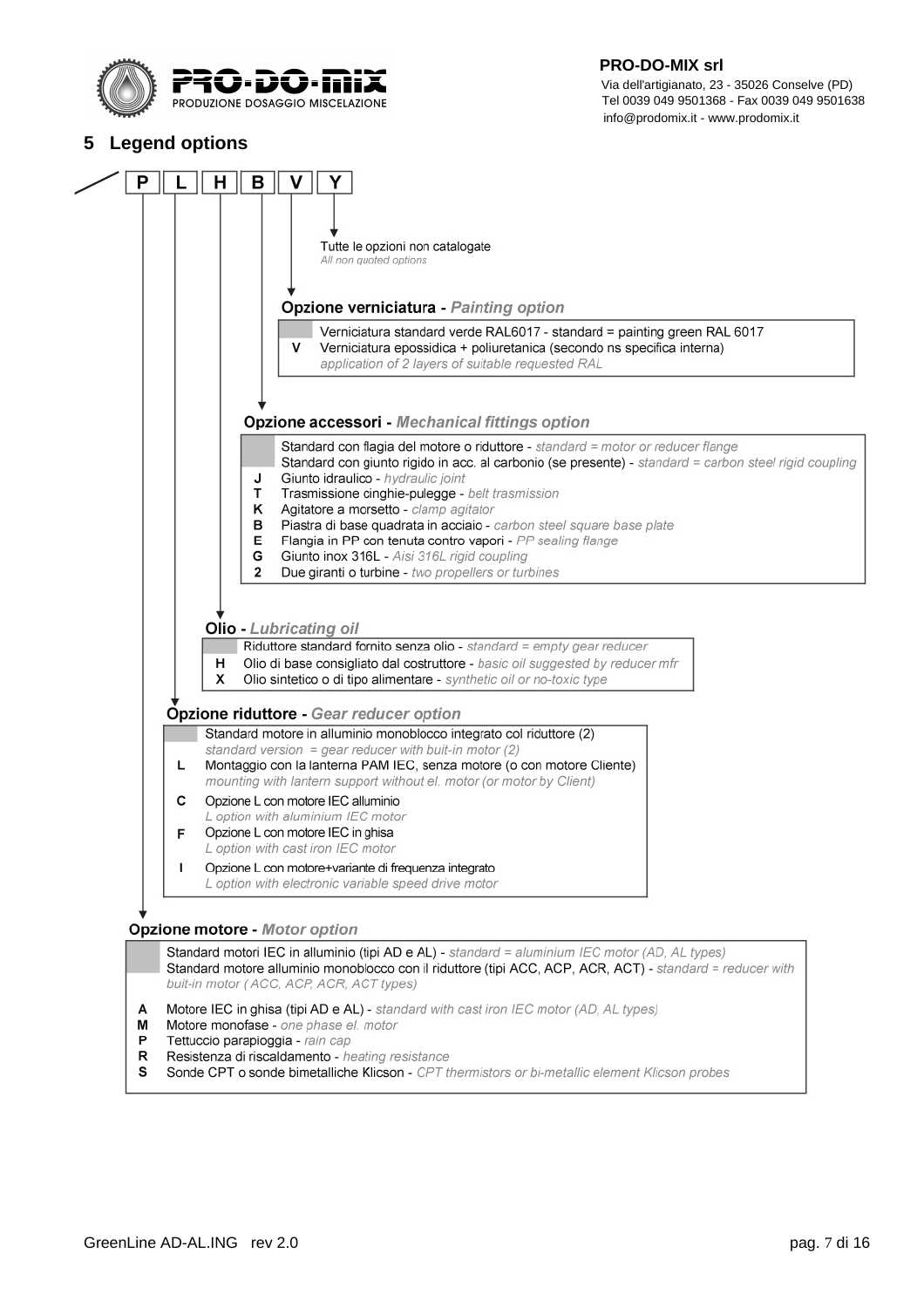## 5 Legend options

/ P | L | H | B | V | Y

**Y** — Tutte le opzioni non catalogate
*All non quoted options*

### Opzione verniciatura - *Painting option*

| | |
|---|---|
| | Verniciatura standard verde RAL6017 - standard = painting green RAL 6017 |
| **V** | Verniciatura epossidica + poliuretanica (secondo ns specifica interna) *application of 2 layers of suitable requested RAL* |

### Opzione accessori - *Mechanical fittings option*

| | |
|---|---|
| | Standard con flagia del motore o riduttore - *standard = motor or reducer flange* Standard con giunto rigido in acc. al carbonio (se presente) - *standard = carbon steel rigid coupling* |
| **J** | Giunto idraulico - *hydraulic joint* |
| **T** | Trasmissione cinghie-pulegge - *belt trasmission* |
| **K** | Agitatore a morsetto - *clamp agitator* |
| **B** | Piastra di base quadrata in acciaio - *carbon steel square base plate* |
| **E** | Flangia in PP con tenuta contro vapori - *PP sealing flange* |
| **G** | Giunto inox 316L - *Aisi 316L rigid coupling* |
| **2** | Due giranti o turbine - *two propellers or turbines* |

### Olio - *Lubricating oil*

| | |
|---|---|
| | Riduttore standard fornito senza olio - *standard = empty gear reducer* |
| **H** | Olio di base consigliato dal costruttore - *basic oil suggested by reducer mfr* |
| **X** | Olio sintetico o di tipo alimentare - *synthetic oil or no-toxic type* |

### Opzione riduttore - *Gear reducer option*

| | |
|---|---|
| | Standard motore in alluminio monoblocco integrato col riduttore (2) *standard version = gear reducer with buit-in motor (2)* |
| **L** | Montaggio con la lanterna PAM IEC, senza motore (o con motore Cliente) *mounting with lantern support without el. motor (or motor by Client)* |
| **C** | Opzione L con motore IEC alluminio *L option with aluminium IEC motor* |
| **F** | Opzione L con motore IEC in ghisa *L option with cast iron IEC motor* |
| **I** | Opzione L con motore+variante di frequenza integrato *L option with electronic variable speed drive motor* |

### Opzione motore - *Motor option*

| | |
|---|---|
| | Standard motori IEC in alluminio (tipi AD e AL) - *standard = aluminium IEC motor (AD, AL types)* Standard motore alluminio monoblocco con il riduttore (tipi ACC, ACP, ACR, ACT) - *standard = reducer with buit-in motor ( ACC, ACP, ACR, ACT types)* |
| **A** | Motore IEC in ghisa (tipi AD e AL) - *standard with cast iron IEC motor (AD, AL types)* |
| **M** | Motore monofase - *one phase el. motor* |
| **P** | Tettuccio parapioggia - *rain cap* |
| **R** | Resistenza di riscaldamento - *heating resistance* |
| **S** | Sonde CPT o sonde bimetalliche Klicson - *CPT thermistors or bi-metallic element Klicson probes* |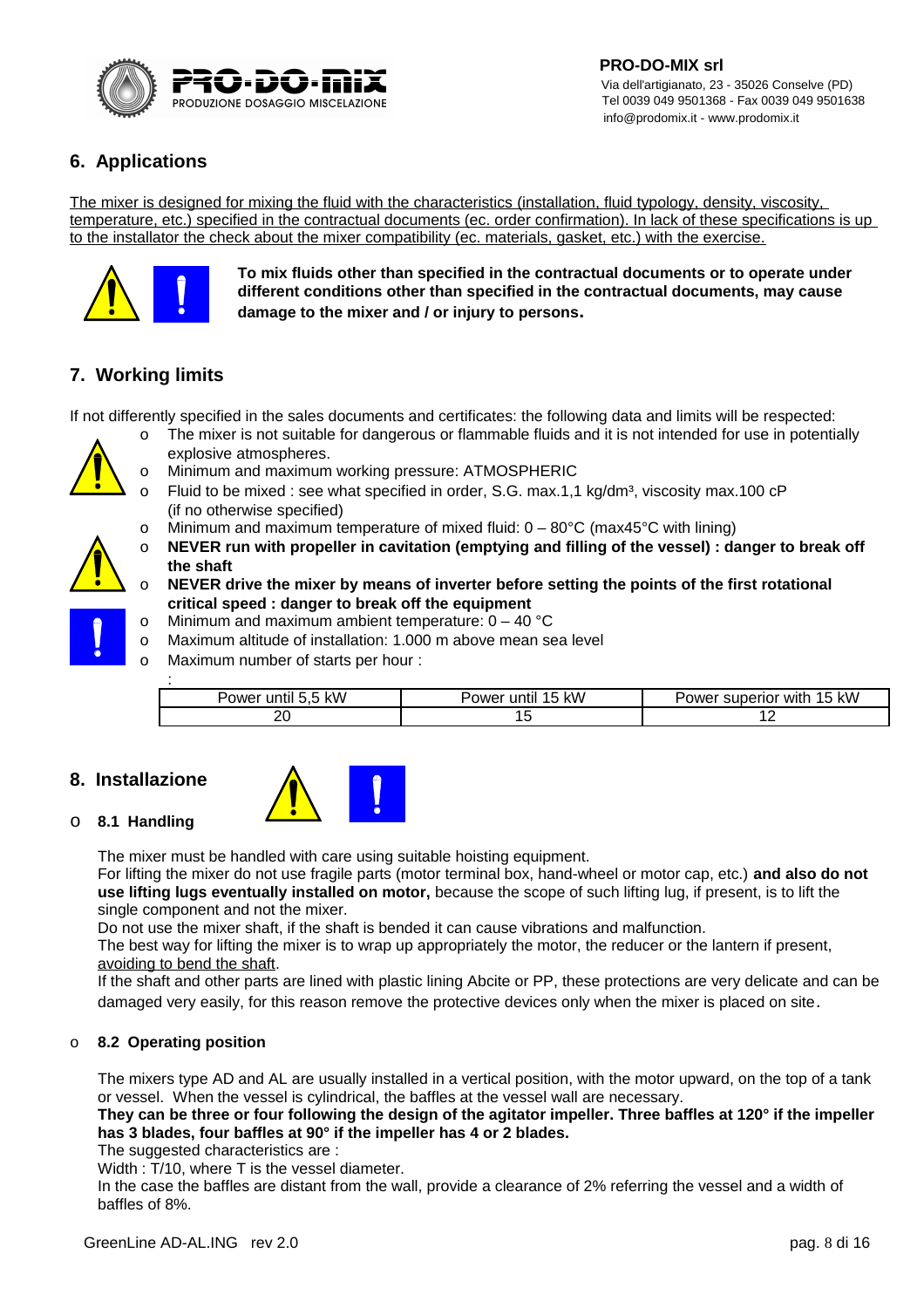## 6. Applications

The mixer is designed for mixing the fluid with the characteristics (installation, fluid typology, density, viscosity, temperature, etc.) specified in the contractual documents (ec. order confirmation). In lack of these specifications is up to the installator the check about the mixer compatibility (ec. materials, gasket, etc.) with the exercise.

**To mix fluids other than specified in the contractual documents or to operate under different conditions other than specified in the contractual documents, may cause damage to the mixer and / or injury to persons.**

## 7. Working limits

If not differently specified in the sales documents and certificates: the following data and limits will be respected:

- The mixer is not suitable for dangerous or flammable fluids and it is not intended for use in potentially explosive atmospheres.
- Minimum and maximum working pressure: ATMOSPHERIC
- Fluid to be mixed : see what specified in order, S.G. max.1,1 kg/dm³, viscosity max.100 cP (if no otherwise specified)
- Minimum and maximum temperature of mixed fluid: 0 – 80°C (max45°C with lining)
- **NEVER run with propeller in cavitation (emptying and filling of the vessel) : danger to break off the shaft**
- **NEVER drive the mixer by means of inverter before setting the points of the first rotational critical speed : danger to break off the equipment**
- Minimum and maximum ambient temperature: 0 – 40 °C
- Maximum altitude of installation: 1.000 m above mean sea level
- Maximum number of starts per hour :

| Power until 5,5 kW | Power until 15 kW | Power superior with 15 kW |
|---|---|---|
| 20 | 15 | 12 |

## 8. Installazione

- **8.1 Handling**

The mixer must be handled with care using suitable hoisting equipment.

For lifting the mixer do not use fragile parts (motor terminal box, hand-wheel or motor cap, etc.) **and also do not use lifting lugs eventually installed on motor,** because the scope of such lifting lug, if present, is to lift the single component and not the mixer.

Do not use the mixer shaft, if the shaft is bended it can cause vibrations and malfunction.

The best way for lifting the mixer is to wrap up appropriately the motor, the reducer or the lantern if present, avoiding to bend the shaft.

If the shaft and other parts are lined with plastic lining Abcite or PP, these protections are very delicate and can be damaged very easily, for this reason remove the protective devices only when the mixer is placed on site.

- **8.2 Operating position**

The mixers type AD and AL are usually installed in a vertical position, with the motor upward, on the top of a tank or vessel. When the vessel is cylindrical, the baffles at the vessel wall are necessary.

**They can be three or four following the design of the agitator impeller. Three baffles at 120° if the impeller has 3 blades, four baffles at 90° if the impeller has 4 or 2 blades.**

The suggested characteristics are :

Width : T/10, where T is the vessel diameter.

In the case the baffles are distant from the wall, provide a clearance of 2% referring the vessel and a width of baffles of 8%.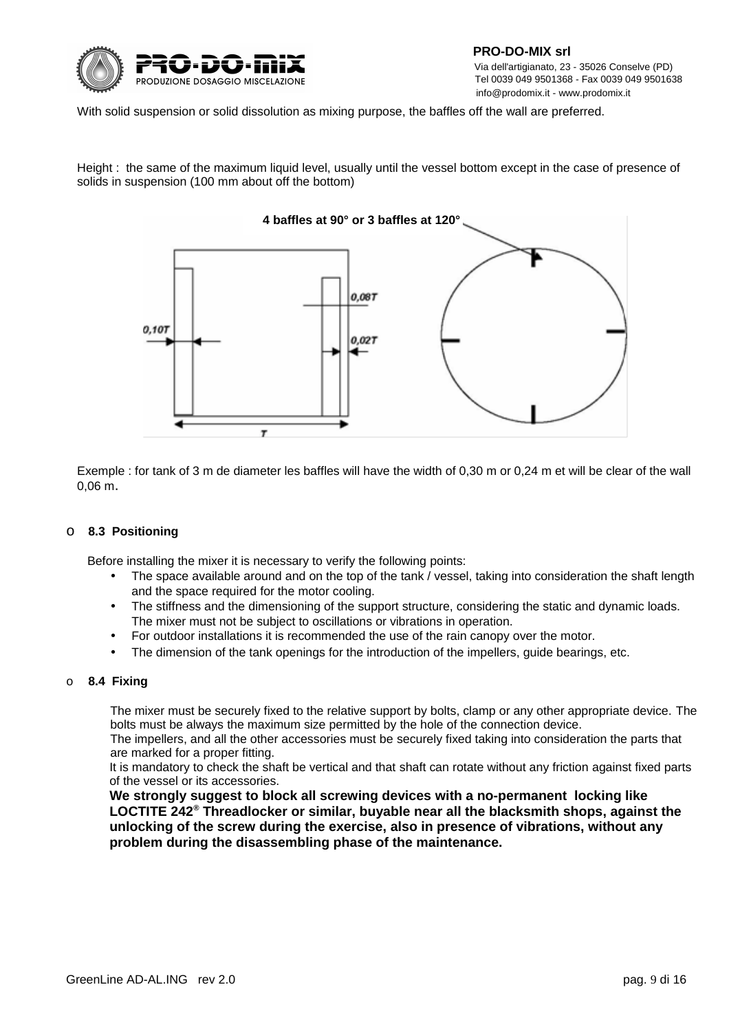With solid suspension or solid dissolution as mixing purpose, the baffles off the wall are preferred.

Height : the same of the maximum liquid level, usually until the vessel bottom except in the case of presence of solids in suspension (100 mm about off the bottom)

4 baffles at 90° or 3 baffles at 120°

0,10T

0,08T

0,02T

T

Exemple : for tank of 3 m de diameter les baffles will have the width of 0,30 m or 0,24 m et will be clear of the wall 0,06 m.

- **8.3 Positioning**

Before installing the mixer it is necessary to verify the following points:

- The space available around and on the top of the tank / vessel, taking into consideration the shaft length and the space required for the motor cooling.
- The stiffness and the dimensioning of the support structure, considering the static and dynamic loads. The mixer must not be subject to oscillations or vibrations in operation.
- For outdoor installations it is recommended the use of the rain canopy over the motor.
- The dimension of the tank openings for the introduction of the impellers, guide bearings, etc.

- **8.4 Fixing**

The mixer must be securely fixed to the relative support by bolts, clamp or any other appropriate device. The bolts must be always the maximum size permitted by the hole of the connection device.
The impellers, and all the other accessories must be securely fixed taking into consideration the parts that are marked for a proper fitting.
It is mandatory to check the shaft be vertical and that shaft can rotate without any friction against fixed parts of the vessel or its accessories.
**We strongly suggest to block all screwing devices with a no-permanent locking like LOCTITE 242® Threadlocker or similar, buyable near all the blacksmith shops, against the unlocking of the screw during the exercise, also in presence of vibrations, without any problem during the disassembling phase of the maintenance.**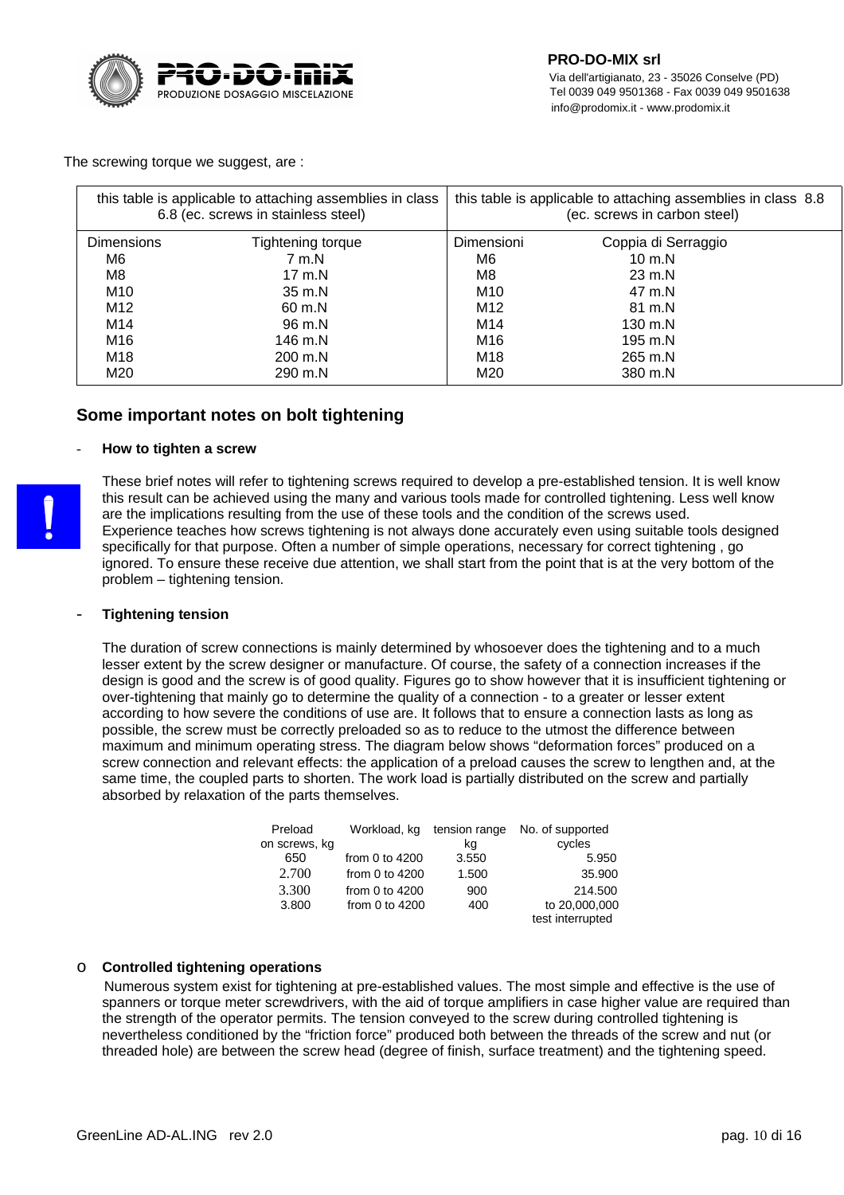The screwing torque we suggest, are :

| this table is applicable to attaching assemblies in class 6.8 (ec. screws in stainless steel) | | this table is applicable to attaching assemblies in class 8.8 (ec. screws in carbon steel) | |
|---|---|---|---|
| Dimensions | Tightening torque | Dimensioni | Coppia di Serraggio |
| M6 | 7 m.N | M6 | 10 m.N |
| M8 | 17 m.N | M8 | 23 m.N |
| M10 | 35 m.N | M10 | 47 m.N |
| M12 | 60 m.N | M12 | 81 m.N |
| M14 | 96 m.N | M14 | 130 m.N |
| M16 | 146 m.N | M16 | 195 m.N |
| M18 | 200 m.N | M18 | 265 m.N |
| M20 | 290 m.N | M20 | 380 m.N |

## Some important notes on bolt tightening

- **How to tighten a screw**

These brief notes will refer to tightening screws required to develop a pre-established tension. It is well know this result can be achieved using the many and various tools made for controlled tightening. Less well know are the implications resulting from the use of these tools and the condition of the screws used. Experience teaches how screws tightening is not always done accurately even using suitable tools designed specifically for that purpose. Often a number of simple operations, necessary for correct tightening , go ignored. To ensure these receive due attention, we shall start from the point that is at the very bottom of the problem – tightening tension.

- **Tightening tension**

The duration of screw connections is mainly determined by whosoever does the tightening and to a much lesser extent by the screw designer or manufacture. Of course, the safety of a connection increases if the design is good and the screw is of good quality. Figures go to show however that it is insufficient tightening or over-tightening that mainly go to determine the quality of a connection - to a greater or lesser extent according to how severe the conditions of use are. It follows that to ensure a connection lasts as long as possible, the screw must be correctly preloaded so as to reduce to the utmost the difference between maximum and minimum operating stress. The diagram below shows "deformation forces" produced on a screw connection and relevant effects: the application of a preload causes the screw to lengthen and, at the same time, the coupled parts to shorten. The work load is partially distributed on the screw and partially absorbed by relaxation of the parts themselves.

| Preload on screws, kg | Workload, kg | tension range kg | No. of supported cycles |
|---|---|---|---|
| 650 | from 0 to 4200 | 3.550 | 5.950 |
| 2.700 | from 0 to 4200 | 1.500 | 35.900 |
| 3.300 | from 0 to 4200 | 900 | 214.500 |
| 3.800 | from 0 to 4200 | 400 | to 20,000,000 test interrupted |

- **Controlled tightening operations**

Numerous system exist for tightening at pre-established values. The most simple and effective is the use of spanners or torque meter screwdrivers, with the aid of torque amplifiers in case higher value are required than the strength of the operator permits. The tension conveyed to the screw during controlled tightening is nevertheless conditioned by the "friction force" produced both between the threads of the screw and nut (or threaded hole) are between the screw head (degree of finish, surface treatment) and the tightening speed.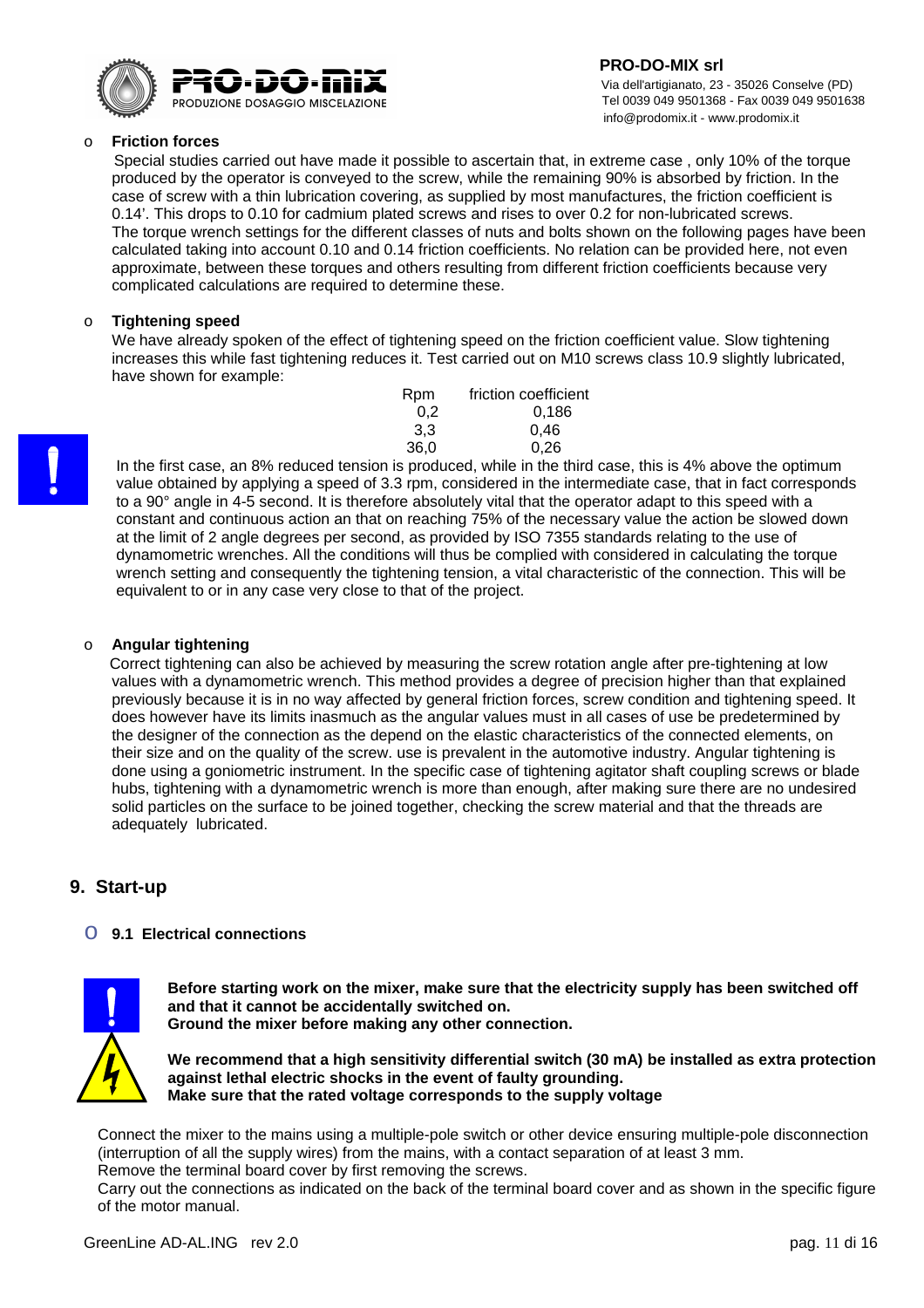- **Friction forces**

  Special studies carried out have made it possible to ascertain that, in extreme case , only 10% of the torque produced by the operator is conveyed to the screw, while the remaining 90% is absorbed by friction. In the case of screw with a thin lubrication covering, as supplied by most manufactures, the friction coefficient is 0.14'. This drops to 0.10 for cadmium plated screws and rises to over 0.2 for non-lubricated screws.
  The torque wrench settings for the different classes of nuts and bolts shown on the following pages have been calculated taking into account 0.10 and 0.14 friction coefficients. No relation can be provided here, not even approximate, between these torques and others resulting from different friction coefficients because very complicated calculations are required to determine these.

- **Tightening speed**

  We have already spoken of the effect of tightening speed on the friction coefficient value. Slow tightening increases this while fast tightening reduces it. Test carried out on M10 screws class 10.9 slightly lubricated, have shown for example:

| Rpm | friction coefficient |
|---|---|
| 0,2 | 0,186 |
| 3,3 | 0,46 |
| 36,0 | 0,26 |

  In the first case, an 8% reduced tension is produced, while in the third case, this is 4% above the optimum value obtained by applying a speed of 3.3 rpm, considered in the intermediate case, that in fact corresponds to a 90° angle in 4-5 second. It is therefore absolutely vital that the operator adapt to this speed with a constant and continuous action an that on reaching 75% of the necessary value the action be slowed down at the limit of 2 angle degrees per second, as provided by ISO 7355 standards relating to the use of dynamometric wrenches. All the conditions will thus be complied with considered in calculating the torque wrench setting and consequently the tightening tension, a vital characteristic of the connection. This will be equivalent to or in any case very close to that of the project.

- **Angular tightening**

  Correct tightening can also be achieved by measuring the screw rotation angle after pre-tightening at low values with a dynamometric wrench. This method provides a degree of precision higher than that explained previously because it is in no way affected by general friction forces, screw condition and tightening speed. It does however have its limits inasmuch as the angular values must in all cases of use be predetermined by the designer of the connection as the depend on the elastic characteristics of the connected elements, on their size and on the quality of the screw. use is prevalent in the automotive industry. Angular tightening is done using a goniometric instrument. In the specific case of tightening agitator shaft coupling screws or blade hubs, tightening with a dynamometric wrench is more than enough, after making sure there are no undesired solid particles on the surface to be joined together, checking the screw material and that the threads are adequately lubricated.

## 9. Start-up

- **9.1 Electrical connections**

**Before starting work on the mixer, make sure that the electricity supply has been switched off and that it cannot be accidentally switched on.**
**Ground the mixer before making any other connection.**

**We recommend that a high sensitivity differential switch (30 mA) be installed as extra protection against lethal electric shocks in the event of faulty grounding.**
**Make sure that the rated voltage corresponds to the supply voltage**

Connect the mixer to the mains using a multiple-pole switch or other device ensuring multiple-pole disconnection (interruption of all the supply wires) from the mains, with a contact separation of at least 3 mm.
Remove the terminal board cover by first removing the screws.
Carry out the connections as indicated on the back of the terminal board cover and as shown in the specific figure of the motor manual.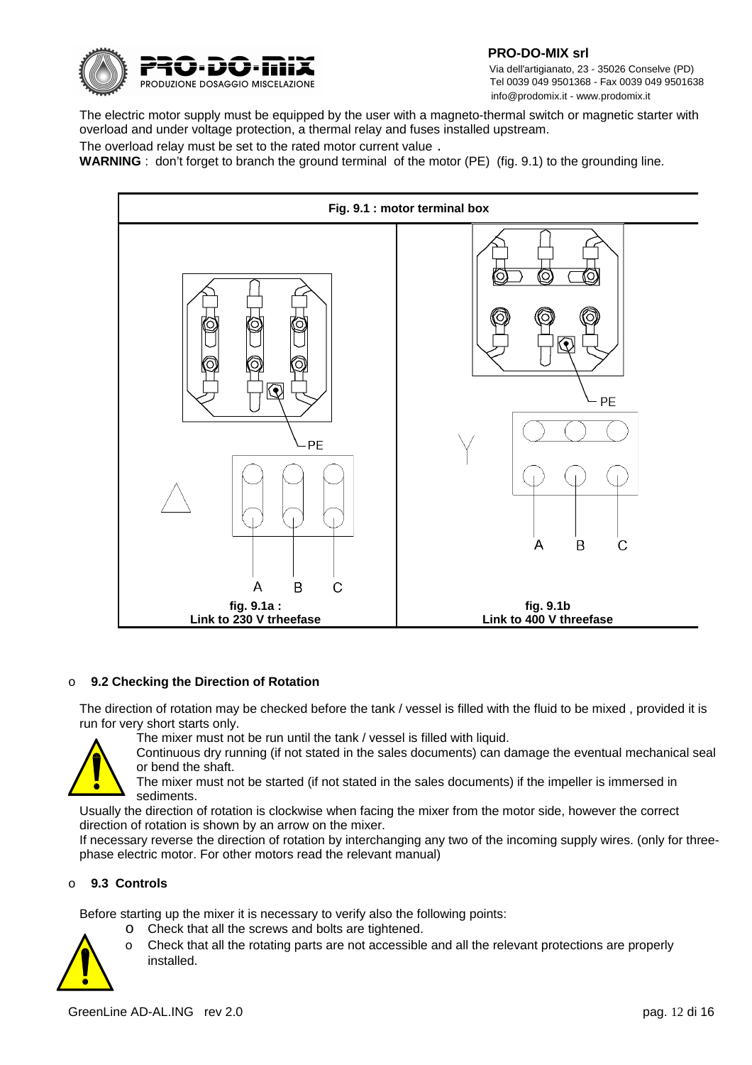The electric motor supply must be equipped by the user with a magneto-thermal switch or magnetic starter with overload and under voltage protection, a thermal relay and fuses installed upstream.

The overload relay must be set to the rated motor current value .

**WARNING** : don't forget to branch the ground terminal of the motor (PE) (fig. 9.1) to the grounding line.

**Fig. 9.1 : motor terminal box**

| **fig. 9.1a : Link to 230 V trheefase** | **fig. 9.1b Link to 400 V threefase** |
| --- | --- |
| PE, Δ, A B C | PE, Y, A B C |

- **9.2 Checking the Direction of Rotation**

The direction of rotation may be checked before the tank / vessel is filled with the fluid to be mixed , provided it is run for very short starts only.

The mixer must not be run until the tank / vessel is filled with liquid.

Continuous dry running (if not stated in the sales documents) can damage the eventual mechanical seal or bend the shaft.

The mixer must not be started (if not stated in the sales documents) if the impeller is immersed in sediments.

Usually the direction of rotation is clockwise when facing the mixer from the motor side, however the correct direction of rotation is shown by an arrow on the mixer.

If necessary reverse the direction of rotation by interchanging any two of the incoming supply wires. (only for three-phase electric motor. For other motors read the relevant manual)

- **9.3 Controls**

Before starting up the mixer it is necessary to verify also the following points:

- Check that all the screws and bolts are tightened.
- Check that all the rotating parts are not accessible and all the relevant protections are properly installed.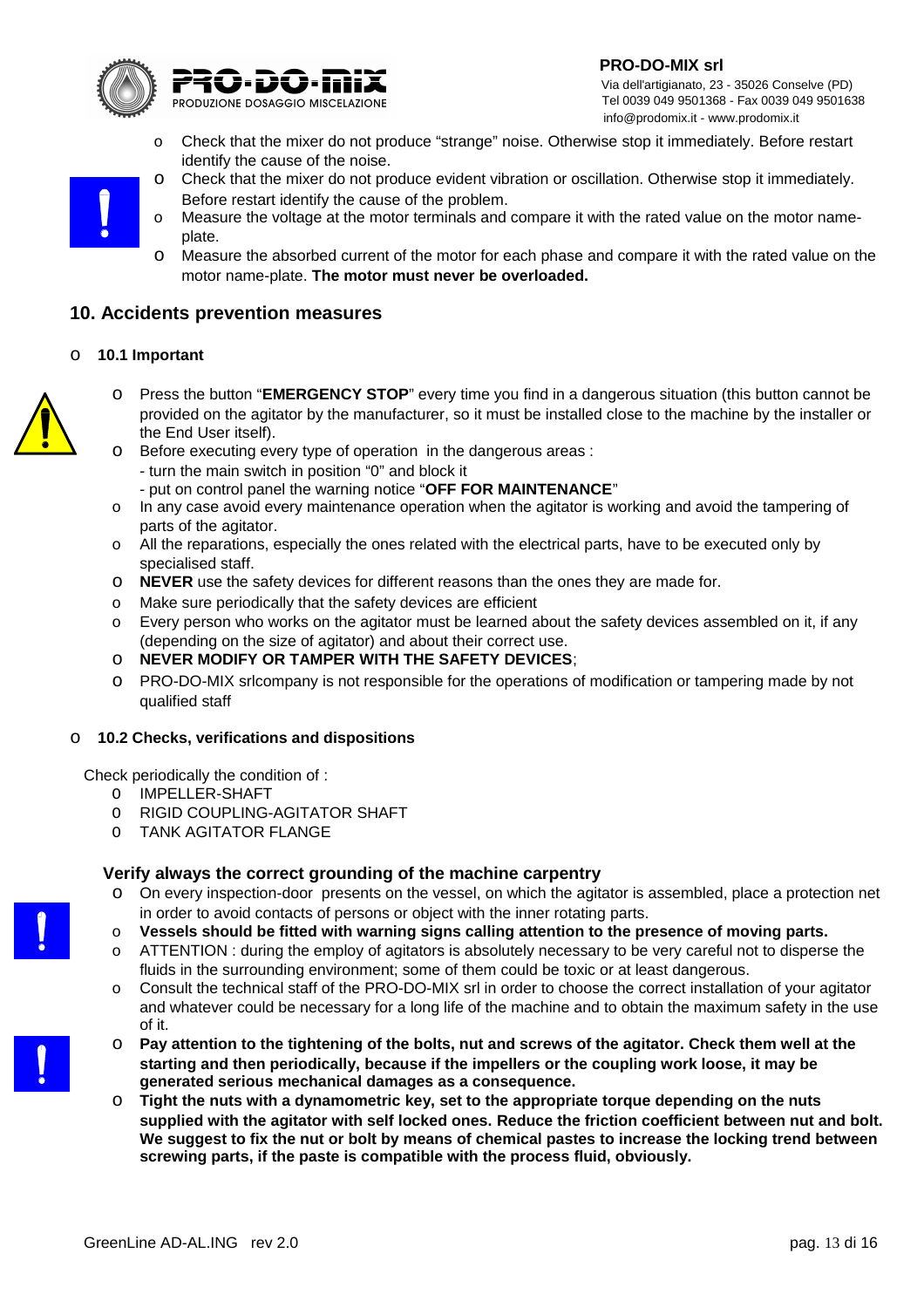- Check that the mixer do not produce "strange" noise. Otherwise stop it immediately. Before restart identify the cause of the noise.
- Check that the mixer do not produce evident vibration or oscillation. Otherwise stop it immediately. Before restart identify the cause of the problem.
- Measure the voltage at the motor terminals and compare it with the rated value on the motor name-plate.
- Measure the absorbed current of the motor for each phase and compare it with the rated value on the motor name-plate. **The motor must never be overloaded.**

## 10. Accidents prevention measures

- **10.1 Important**

  - Press the button "**EMERGENCY STOP**" every time you find in a dangerous situation (this button cannot be provided on the agitator by the manufacturer, so it must be installed close to the machine by the installer or the End User itself).
  - Before executing every type of operation in the dangerous areas :
    - turn the main switch in position "0" and block it
    - put on control panel the warning notice "**OFF FOR MAINTENANCE**"
  - In any case avoid every maintenance operation when the agitator is working and avoid the tampering of parts of the agitator.
  - All the reparations, especially the ones related with the electrical parts, have to be executed only by specialised staff.
  - **NEVER** use the safety devices for different reasons than the ones they are made for.
  - Make sure periodically that the safety devices are efficient
  - Every person who works on the agitator must be learned about the safety devices assembled on it, if any (depending on the size of agitator) and about their correct use.
  - **NEVER MODIFY OR TAMPER WITH THE SAFETY DEVICES**;
  - PRO-DO-MIX srlcompany is not responsible for the operations of modification or tampering made by not qualified staff

- **10.2 Checks, verifications and dispositions**

Check periodically the condition of :

- IMPELLER-SHAFT
- RIGID COUPLING-AGITATOR SHAFT
- TANK AGITATOR FLANGE

**Verify always the correct grounding of the machine carpentry**

- On every inspection-door presents on the vessel, on which the agitator is assembled, place a protection net in order to avoid contacts of persons or object with the inner rotating parts.
- **Vessels should be fitted with warning signs calling attention to the presence of moving parts.**
- ATTENTION : during the employ of agitators is absolutely necessary to be very careful not to disperse the fluids in the surrounding environment; some of them could be toxic or at least dangerous.
- Consult the technical staff of the PRO-DO-MIX srl in order to choose the correct installation of your agitator and whatever could be necessary for a long life of the machine and to obtain the maximum safety in the use of it.
- **Pay attention to the tightening of the bolts, nut and screws of the agitator. Check them well at the starting and then periodically, because if the impellers or the coupling work loose, it may be generated serious mechanical damages as a consequence.**
- **Tight the nuts with a dynamometric key, set to the appropriate torque depending on the nuts supplied with the agitator with self locked ones. Reduce the friction coefficient between nut and bolt. We suggest to fix the nut or bolt by means of chemical pastes to increase the locking trend between screwing parts, if the paste is compatible with the process fluid, obviously.**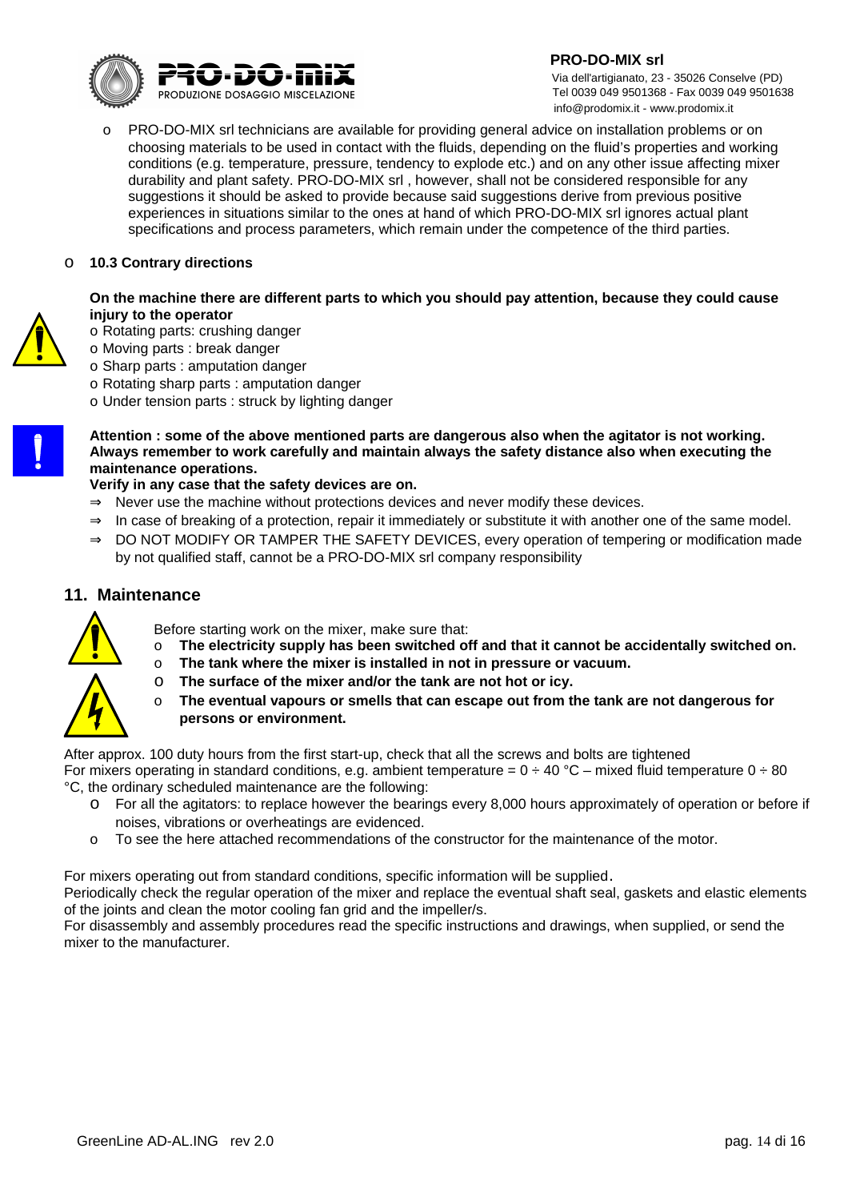- PRO-DO-MIX srl technicians are available for providing general advice on installation problems or on choosing materials to be used in contact with the fluids, depending on the fluid's properties and working conditions (e.g. temperature, pressure, tendency to explode etc.) and on any other issue affecting mixer durability and plant safety. PRO-DO-MIX srl , however, shall not be considered responsible for any suggestions it should be asked to provide because said suggestions derive from previous positive experiences in situations similar to the ones at hand of which PRO-DO-MIX srl ignores actual plant specifications and process parameters, which remain under the competence of the third parties.

- **10.3 Contrary directions**

**On the machine there are different parts to which you should pay attention, because they could cause injury to the operator**

- Rotating parts: crushing danger
- Moving parts : break danger
- Sharp parts : amputation danger
- Rotating sharp parts : amputation danger
- Under tension parts : struck by lighting danger

**Attention : some of the above mentioned parts are dangerous also when the agitator is not working. Always remember to work carefully and maintain always the safety distance also when executing the maintenance operations.**

**Verify in any case that the safety devices are on.**

- ⇒ Never use the machine without protections devices and never modify these devices.
- ⇒ In case of breaking of a protection, repair it immediately or substitute it with another one of the same model.
- ⇒ DO NOT MODIFY OR TAMPER THE SAFETY DEVICES, every operation of tempering or modification made by not qualified staff, cannot be a PRO-DO-MIX srl company responsibility

## 11. Maintenance

Before starting work on the mixer, make sure that:

- **The electricity supply has been switched off and that it cannot be accidentally switched on.**
- **The tank where the mixer is installed in not in pressure or vacuum.**
- **The surface of the mixer and/or the tank are not hot or icy.**
- **The eventual vapours or smells that can escape out from the tank are not dangerous for persons or environment.**

After approx. 100 duty hours from the first start-up, check that all the screws and bolts are tightened
For mixers operating in standard conditions, e.g. ambient temperature = 0 ÷ 40 °C – mixed fluid temperature 0 ÷ 80 °C, the ordinary scheduled maintenance are the following:

- For all the agitators: to replace however the bearings every 8,000 hours approximately of operation or before if noises, vibrations or overheatings are evidenced.
- To see the here attached recommendations of the constructor for the maintenance of the motor.

For mixers operating out from standard conditions, specific information will be supplied.
Periodically check the regular operation of the mixer and replace the eventual shaft seal, gaskets and elastic elements of the joints and clean the motor cooling fan grid and the impeller/s.
For disassembly and assembly procedures read the specific instructions and drawings, when supplied, or send the mixer to the manufacturer.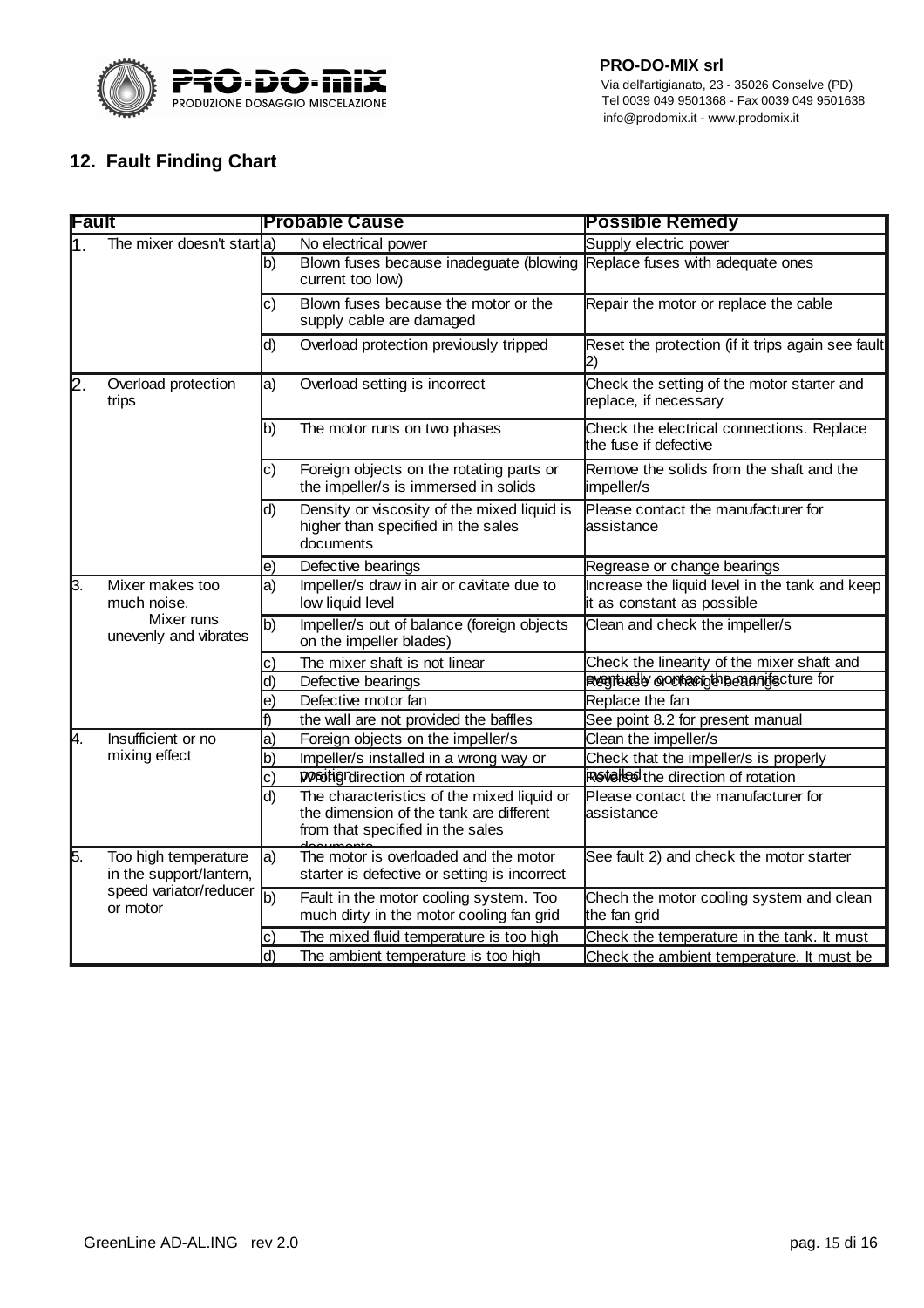**PRO-DO-MIX srl**
Via dell'artigianato, 23 - 35026 Conselve (PD)
Tel 0039 049 9501368 - Fax 0039 049 9501638
info@prodomix.it - www.prodomix.it

## 12. Fault Finding Chart

| Fault | | Probable Cause | | Possible Remedy |
|---|---|---|---|---|
| 1. | The mixer doesn't start | a) | No electrical power | Supply electric power |
| | | b) | Blown fuses because inadeguate (blowing current too low) | Replace fuses with adequate ones |
| | | c) | Blown fuses because the motor or the supply cable are damaged | Repair the motor or replace the cable |
| | | d) | Overload protection previously tripped | Reset the protection (if it trips again see fault 2) |
| 2. | Overload protection trips | a) | Overload setting is incorrect | Check the setting of the motor starter and replace, if necessary |
| | | b) | The motor runs on two phases | Check the electrical connections. Replace the fuse if defective |
| | | c) | Foreign objects on the rotating parts or the impeller/s is immersed in solids | Remove the solids from the shaft and the impeller/s |
| | | d) | Density or viscosity of the mixed liquid is higher than specified in the sales documents | Please contact the manufacturer for assistance |
| | | e) | Defective bearings | Regrease or change bearings |
| 3. | Mixer makes too much noise. Mixer runs unevenly and vibrates | a) | Impeller/s draw in air or cavitate due to low liquid level | Increase the liquid level in the tank and keep it as constant as possible |
| | | b) | Impeller/s out of balance (foreign objects on the impeller blades) | Clean and check the impeller/s |
| | | c) | The mixer shaft is not linear | Check the linearity of the mixer shaft and eventually contact the manifacture for |
| | | d) | Defective bearings | Regrease or change bearings |
| | | e) | Defective motor fan | Replace the fan |
| | | f) | the wall are not provided the baffles | See point 8.2 for present manual |
| 4. | Insufficient or no mixing effect | a) | Foreign objects on the impeller/s | Clean the impeller/s |
| | | b) | Impeller/s installed in a wrong way or position | Check that the impeller/s is properly installed |
| | | c) | Wrong direction of rotation | Reverse the direction of rotation |
| | | d) | The characteristics of the mixed liquid or the dimension of the tank are different from that specified in the sales documents | Please contact the manufacturer for assistance |
| 5. | Too high temperature in the support/lantern, speed variator/reducer or motor | a) | The motor is overloaded and the motor starter is defective or setting is incorrect | See fault 2) and check the motor starter |
| | | b) | Fault in the motor cooling system. Too much dirty in the motor cooling fan grid | Chech the motor cooling system and clean the fan grid |
| | | c) | The mixed fluid temperature is too high | Check the temperature in the tank. It must |
| | | d) | The ambient temperature is too high | Check the ambient temperature. It must be |

GreenLine AD-AL.ING rev 2.0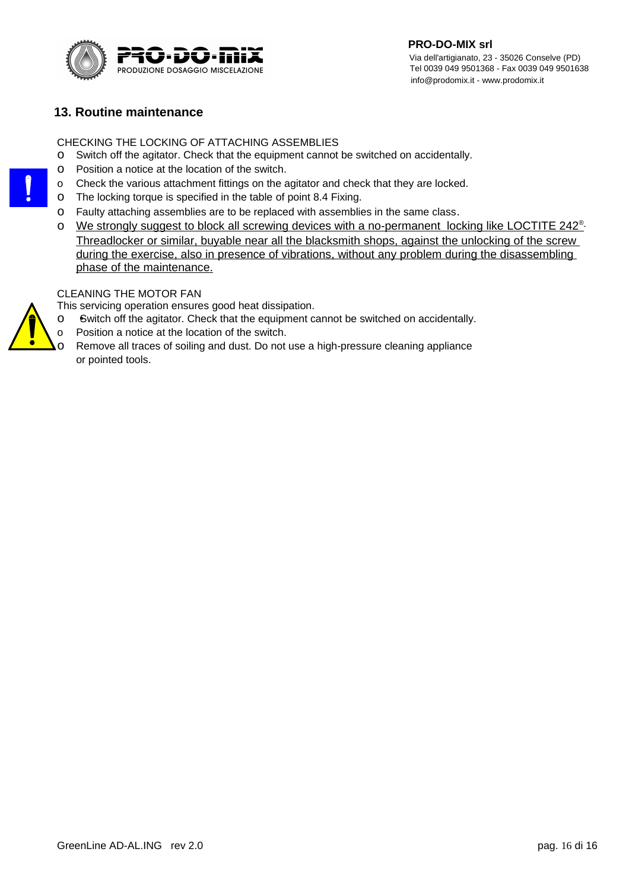## 13. Routine maintenance

CHECKING THE LOCKING OF ATTACHING ASSEMBLIES

- Switch off the agitator. Check that the equipment cannot be switched on accidentally.
- Position a notice at the location of the switch.
- Check the various attachment fittings on the agitator and check that they are locked.
- The locking torque is specified in the table of point 8.4 Fixing.
- Faulty attaching assemblies are to be replaced with assemblies in the same class.
- We strongly suggest to block all screwing devices with a no-permanent locking like LOCTITE 242® Threadlocker or similar, buyable near all the blacksmith shops, against the unlocking of the screw during the exercise, also in presence of vibrations, without any problem during the disassembling phase of the maintenance.

CLEANING THE MOTOR FAN

This servicing operation ensures good heat dissipation.

- Switch off the agitator. Check that the equipment cannot be switched on accidentally.
- Position a notice at the location of the switch.
- Remove all traces of soiling and dust. Do not use a high-pressure cleaning appliance or pointed tools.